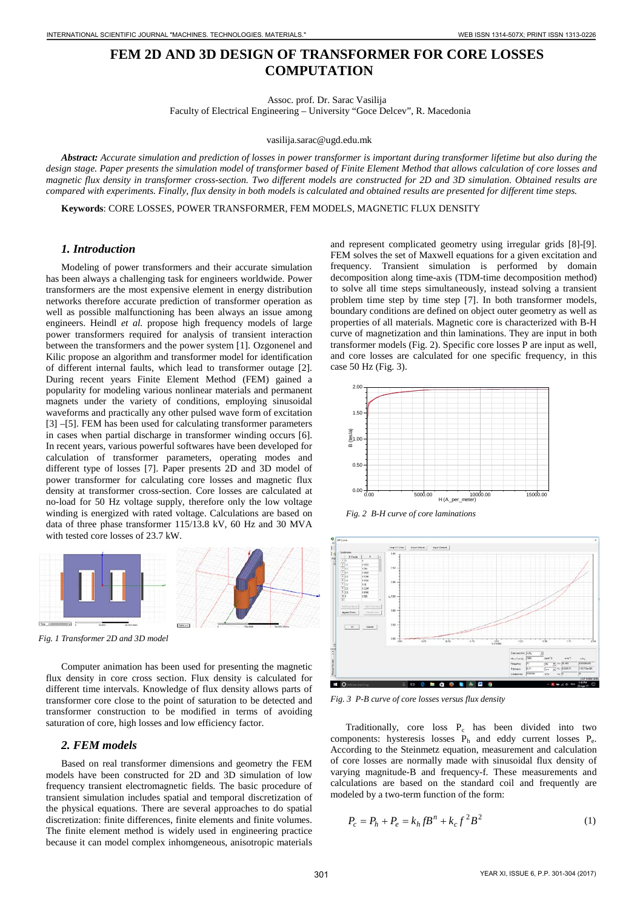# FEM 2D AND 3D DESIGN OF TRANSFORMER FOR CORE LOSSES COMPUTATION

Assoc. prof. Dr. Sarac Vasilija
Faculty of Electrical Engineering – University "Goce Delcev", R. Macedonia

vasilija.sarac@ugd.edu.mk

***Abstract:*** *Accurate simulation and prediction of losses in power transformer is important during transformer lifetime but also during the design stage. Paper presents the simulation model of transformer based of Finite Element Method that allows calculation of core losses and magnetic flux density in transformer cross-section. Two different models are constructed for 2D and 3D simulation. Obtained results are compared with experiments. Finally, flux density in both models is calculated and obtained results are presented for different time steps.*

**Keywords**: CORE LOSSES, POWER TRANSFORMER, FEM MODELS, MAGNETIC FLUX DENSITY

## *1. Introduction*

Modeling of power transformers and their accurate simulation has been always a challenging task for engineers worldwide. Power transformers are the most expensive element in energy distribution networks therefore accurate prediction of transformer operation as well as possible malfunctioning has been always an issue among engineers. Heindl *et al.* propose high frequency models of large power transformers required for analysis of transient interaction between the transformers and the power system [1]. Ozgonenel and Kilic propose an algorithm and transformer model for identification of different internal faults, which lead to transformer outage [2]. During recent years Finite Element Method (FEM) gained a popularity for modeling various nonlinear materials and permanent magnets under the variety of conditions, employing sinusoidal waveforms and practically any other pulsed wave form of excitation [3] –[5]. FEM has been used for calculating transformer parameters in cases when partial discharge in transformer winding occurs [6]. In recent years, various powerful softwares have been developed for calculation of transformer parameters, operating modes and different type of losses [7]. Paper presents 2D and 3D model of power transformer for calculating core losses and magnetic flux density at transformer cross-section. Core losses are calculated at no-load for 50 Hz voltage supply, therefore only the low voltage winding is energized with rated voltage. Calculations are based on data of three phase transformer 115/13.8 kV, 60 Hz and 30 MVA with tested core losses of 23.7 kW.

*Fig. 1 Transformer 2D and 3D model*

Computer animation has been used for presenting the magnetic flux density in core cross section. Flux density is calculated for different time intervals. Knowledge of flux density allows parts of transformer core close to the point of saturation to be detected and transformer construction to be modified in terms of avoiding saturation of core, high losses and low efficiency factor.

## *2. FEM models*

Based on real transformer dimensions and geometry the FEM models have been constructed for 2D and 3D simulation of low frequency transient electromagnetic fields. The basic procedure of transient simulation includes spatial and temporal discretization of the physical equations. There are several approaches to do spatial discretization: finite differences, finite elements and finite volumes. The finite element method is widely used in engineering practice because it can model complex inhomgeneous, anisotropic materials and represent complicated geometry using irregular grids [8]-[9]. FEM solves the set of Maxwell equations for a given excitation and frequency. Transient simulation is performed by domain decomposition along time-axis (TDM-time decomposition method) to solve all time steps simultaneously, instead solving a transient problem time step by time step [7]. In both transformer models, boundary conditions are defined on object outer geometry as well as properties of all materials. Magnetic core is characterized with B-H curve of magnetization and thin laminations. They are input in both transformer models (Fig. 2). Specific core losses P are input as well, and core losses are calculated for one specific frequency, in this case 50 Hz (Fig. 3).

*Fig. 2 B-H curve of core laminations*

*Fig. 3 P-B curve of core losses versus flux density*

Traditionally, core loss $P_c$ has been divided into two components: hysteresis losses $P_h$ and eddy current losses $P_e$. According to the Steinmetz equation, measurement and calculation of core losses are normally made with sinusoidal flux density of varying magnitude-B and frequency-f. These measurements and calculations are based on the standard coil and frequently are modeled by a two-term function of the form:

$$P_c = P_h + P_e = k_h f B^n + k_c f^2 B^2 \tag{1}$$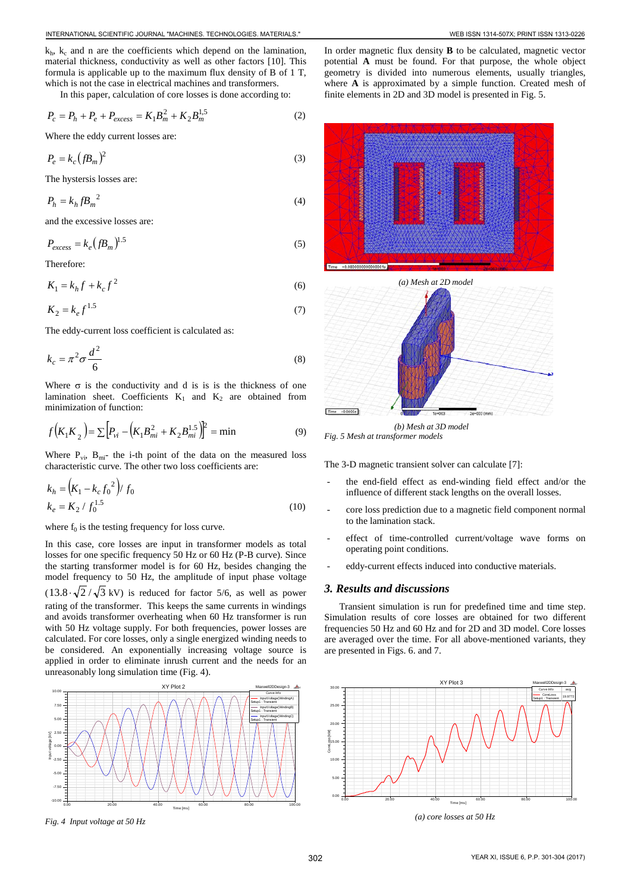$k_h$, $k_c$ and n are the coefficients which depend on the lamination, material thickness, conductivity as well as other factors [10]. This formula is applicable up to the maximum flux density of B of 1 T, which is not the case in electrical machines and transformers.

In this paper, calculation of core losses is done according to:

$$P_c = P_h + P_e + P_{excess} = K_1 B_m^2 + K_2 B_m^{1,5} \tag{2}$$

Where the eddy current losses are:

$$P_e = k_c \left( f B_m \right)^2 \tag{3}$$

The hysteresis losses are:

$$P_h = k_h f {B_m}^2 \tag{4}$$

and the excessive losses are:

$$P_{excess} = k_e \left( f B_m \right)^{1.5} \tag{5}$$

Therefore:

$$K_1 = k_h f + k_c f^2 \tag{6}$$

$$K_2 = k_e f^{1.5} \tag{7}$$

The eddy-current loss coefficient is calculated as:

$$k_c = \pi^2 \sigma \frac{d^2}{6} \tag{8}$$

Where σ is the conductivity and d is is is the thickness of one lamination sheet. Coefficients $K_1$ and $K_2$ are obtained from minimization of function:

$$f\left(K_1 K_2\right) = \sum \left[ P_{vi} - \left( K_1 B_{mi}^2 + K_2 B_{mi}^{1.5} \right) \right]^2 = \min \tag{9}$$

Where $P_{vi}$, $B_{mi}$- the i-th point of the data on the measured loss characteristic curve. The other two loss coefficients are:

$$k_h = \left( K_1 - k_c {f_0}^2 \right) / f_0$$
$$k_e = K_2 / f_0^{1.5} \tag{10}$$

where $f_0$ is the testing frequency for loss curve.

In this case, core losses are input in transformer models as total losses for one specific frequency 50 Hz or 60 Hz (P-B curve). Since the starting transformer model is for 60 Hz, besides changing the model frequency to 50 Hz, the amplitude of input phase voltage ($13.8 \cdot \sqrt{2} / \sqrt{3}$ kV) is reduced for factor 5/6, as well as power rating of the transformer. This keeps the same currents in windings and avoids transformer overheating when 60 Hz transformer is run with 50 Hz voltage supply. For both frequencies, power losses are calculated. For core losses, only a single energized winding needs to be considered. An exponentially increasing voltage source is applied in order to eliminate inrush current and the needs for an unreasonably long simulation time (Fig. 4).

*Fig. 4 Input voltage at 50 Hz*

In order magnetic flux density **B** to be calculated, magnetic vector potential **A** must be found. For that purpose, the whole object geometry is divided into numerous elements, usually triangles, where **A** is approximated by a simple function. Created mesh of finite elements in 2D and 3D model is presented in Fig. 5.

*(a) Mesh at 2D model*

*(b) Mesh at 3D model*

*Fig. 5 Mesh at transformer models*

The 3-D magnetic transient solver can calculate [7]:

- the end-field effect as end-winding field effect and/or the influence of different stack lengths on the overall losses.
- core loss prediction due to a magnetic field component normal to the lamination stack.
- effect of time-controlled current/voltage wave forms on operating point conditions.
- eddy-current effects induced into conductive materials.

### 3. Results and discussions

Transient simulation is run for predefined time and time step. Simulation results of core losses are obtained for two different frequencies 50 Hz and 60 Hz and for 2D and 3D model. Core losses are averaged over the time. For all above-mentioned variants, they are presented in Figs. 6. and 7.

*(a) core losses at 50 Hz*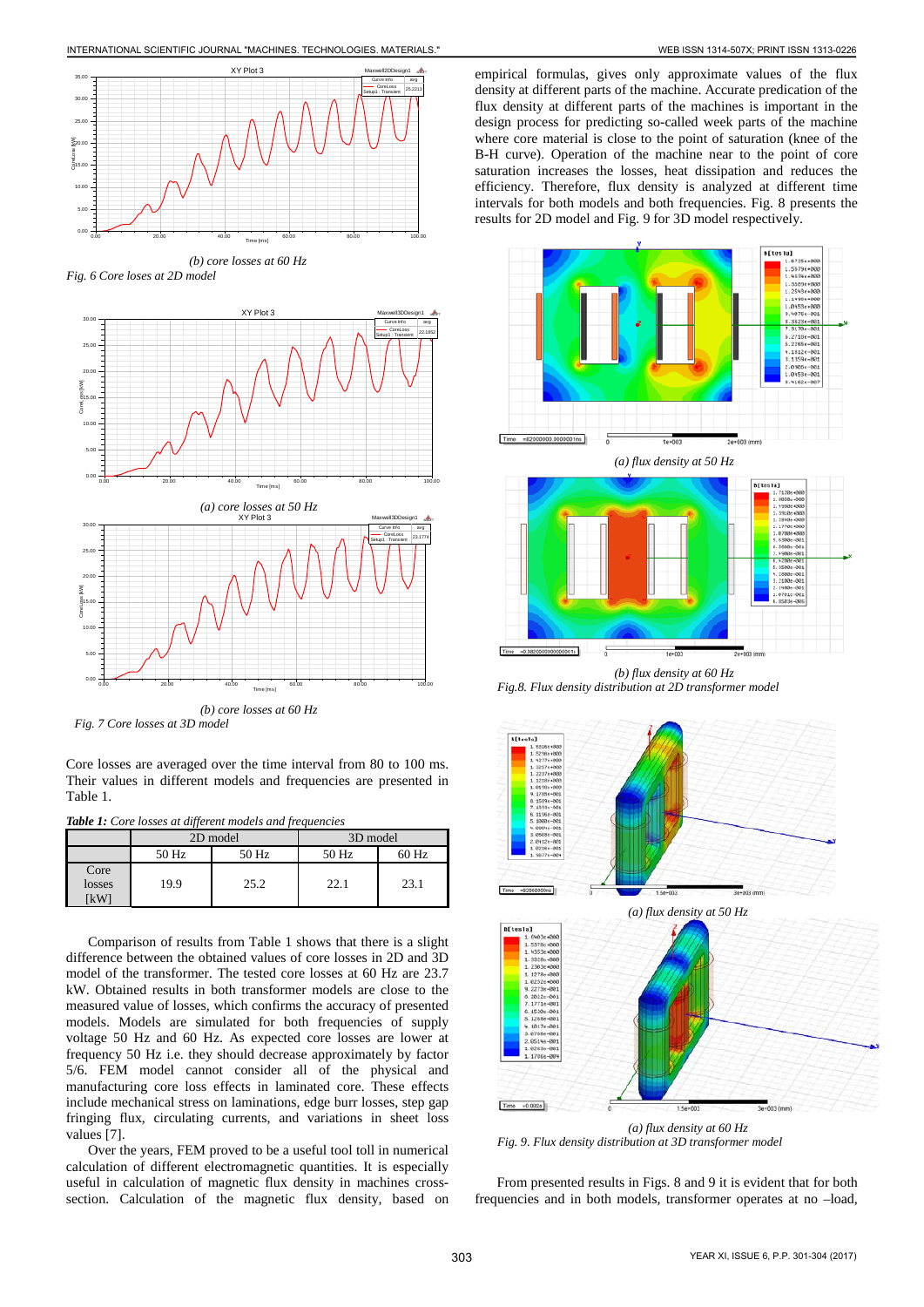(b) *core losses at 60 Hz*

*Fig. 6 Core loses at 2D model*

(a) *core losses at 50 Hz*

(b) *core losses at 60 Hz*

*Fig. 7 Core losses at 3D model*

Core losses are averaged over the time interval from 80 to 100 ms. Their values in different models and frequencies are presented in Table 1.

***Table 1:*** *Core losses at different models and frequencies*

| | 2D model | | 3D model | |
|---|---|---|---|---|
| | 50 Hz | 50 Hz | 50 Hz | 60 Hz |
| Core losses [kW] | 19.9 | 25.2 | 22.1 | 23.1 |

Comparison of results from Table 1 shows that there is a slight difference between the obtained values of core losses in 2D and 3D model of the transformer. The tested core losses at 60 Hz are 23.7 kW. Obtained results in both transformer models are close to the measured value of losses, which confirms the accuracy of presented models. Models are simulated for both frequencies of supply voltage 50 Hz and 60 Hz. As expected core losses are lower at frequency 50 Hz i.e. they should decrease approximately by factor 5/6. FEM model cannot consider all of the physical and manufacturing core loss effects in laminated core. These effects include mechanical stress on laminations, edge burr losses, step gap fringing flux, circulating currents, and variations in sheet loss values [7].

Over the years, FEM proved to be a useful tool toll in numerical calculation of different electromagnetic quantities. It is especially useful in calculation of magnetic flux density in machines cross-section. Calculation of the magnetic flux density, based on empirical formulas, gives only approximate values of the flux density at different parts of the machine. Accurate predication of the flux density at different parts of the machine is important in the design process for predicting so-called week parts of the machine where core material is close to the point of saturation (knee of the B-H curve). Operation of the machine near to the point of core saturation increases the losses, heat dissipation and reduces the efficiency. Therefore, flux density is analyzed at different time intervals for both models and both frequencies. Fig. 8 presents the results for 2D model and Fig. 9 for 3D model respectively.

(a) *flux density at 50 Hz*

(b) *flux density at 60 Hz*

*Fig.8. Flux density distribution at 2D transformer model*

(a) *flux density at 50 Hz*

(a) *flux density at 60 Hz*

*Fig. 9. Flux density distribution at 3D transformer model*

From presented results in Figs. 8 and 9 it is evident that for both frequencies and in both models, transformer operates at no –load,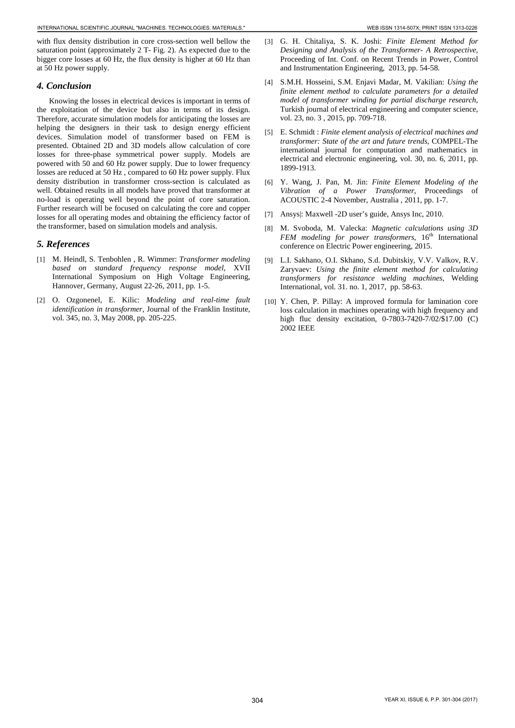with flux density distribution in core cross-section well bellow the saturation point (approximately 2 T- Fig. 2). As expected due to the bigger core losses at 60 Hz, the flux density is higher at 60 Hz than at 50 Hz power supply.

## *4. Conclusion*

Knowing the losses in electrical devices is important in terms of the exploitation of the device but also in terms of its design. Therefore, accurate simulation models for anticipating the losses are helping the designers in their task to design energy efficient devices. Simulation model of transformer based on FEM is presented. Obtained 2D and 3D models allow calculation of core losses for three-phase symmetrical power supply. Models are powered with 50 and 60 Hz power supply. Due to lower frequency losses are reduced at 50 Hz , compared to 60 Hz power supply. Flux density distribution in transformer cross-section is calculated as well. Obtained results in all models have proved that transformer at no-load is operating well beyond the point of core saturation. Further research will be focused on calculating the core and copper losses for all operating modes and obtaining the efficiency factor of the transformer, based on simulation models and analysis.

## *5. References*

[1] M. Heindl, S. Tenbohlen , R. Wimmer: *Transformer modeling based on standard frequency response model*, XVII International Symposium on High Voltage Engineering, Hannover, Germany, August 22-26, 2011, pp. 1-5.

[2] O. Ozgonenel, E. Kilic: *Modeling and real-time fault identification in transformer*, Journal of the Franklin Institute, vol. 345, no. 3, May 2008, pp. 205-225.

[3] G. H. Chitaliya, S. K. Joshi: *Finite Element Method for Designing and Analysis of the Transformer- A Retrospective*, Proceeding of Int. Conf. on Recent Trends in Power, Control and Instrumentation Engineering, 2013, pp. 54-58.

[4] S.M.H. Hosseini, S.M. Enjavi Madar, M. Vakilian: *Using the finite element method to calculate parameters for a detailed model of transformer winding for partial discharge research*, Turkish journal of electrical engineering and computer science, vol. 23, no. 3 , 2015, pp. 709-718.

[5] E. Schmidt : *Finite element analysis of electrical machines and transformer: State of the art and future trends*, COMPEL-The international journal for computation and mathematics in electrical and electronic engineering, vol. 30, no. 6, 2011, pp. 1899-1913.

[6] Y. Wang, J. Pan, M. Jin: *Finite Element Modeling of the Vibration of a Power Transformer*, Proceedings of ACOUSTIC 2-4 November, Australia , 2011, pp. 1-7.

[7] Ansys|: Maxwell -2D user's guide, Ansys Inc, 2010.

[8] M. Svoboda, M. Valecka: *Magnetic calculations using 3D FEM modeling for power transformers*, 16th International conference on Electric Power engineering, 2015.

[9] L.I. Sakhano, O.I. Skhano, S.d. Dubitskiy, V.V. Valkov, R.V. Zaryvaev: *Using the finite element method for calculating transformers for resistance welding machines*, Welding International, vol. 31. no. 1, 2017, pp. 58-63.

[10] Y. Chen, P. Pillay: A improved formula for lamination core loss calculation in machines operating with high frequency and high fluc density excitation, 0-7803-7420-7/02/$17.00 (C) 2002 IEEE